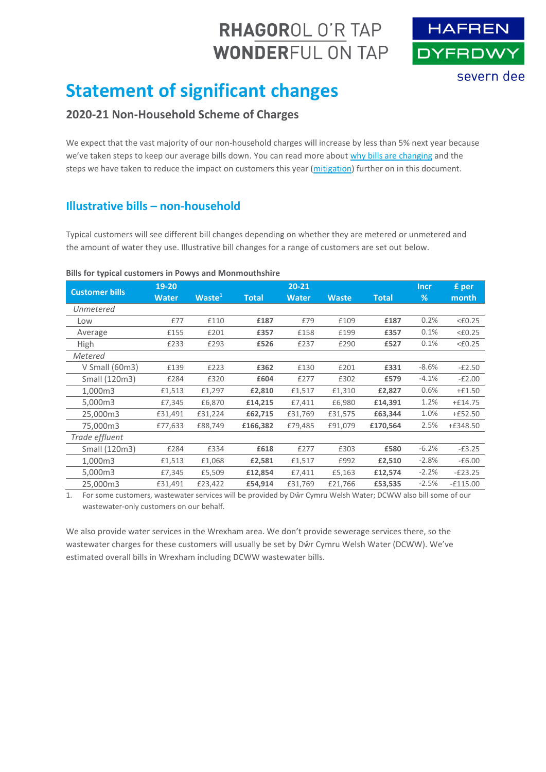RHAGOROL O'R TAP
WONDERFUL ON TAP

HAFREN DYFRDWY severn dee

# Statement of significant changes

## 2020-21 Non-Household Scheme of Charges

We expect that the vast majority of our non-household charges will increase by less than 5% next year because we've taken steps to keep our average bills down. You can read more about why bills are changing and the steps we have taken to reduce the impact on customers this year (mitigation) further on in this document.

## Illustrative bills – non-household

Typical customers will see different bill changes depending on whether they are metered or unmetered and the amount of water they use. Illustrative bill changes for a range of customers are set out below.

**Bills for typical customers in Powys and Monmouthshire**

| Customer bills | 19-20 | | | 20-21 | | | Incr | £ per |
|---|---|---|---|---|---|---|---|---|
| | Water | Waste[1] | Total | Water | Waste | Total | % | month |
| *Unmetered* | | | | | | | | |
| Low | £77 | £110 | **£187** | £79 | £109 | **£187** | 0.2% | <£0.25 |
| Average | £155 | £201 | **£357** | £158 | £199 | **£357** | 0.1% | <£0.25 |
| High | £233 | £293 | **£526** | £237 | £290 | **£527** | 0.1% | <£0.25 |
| *Metered* | | | | | | | | |
| V Small (60m3) | £139 | £223 | **£362** | £130 | £201 | **£331** | -8.6% | -£2.50 |
| Small (120m3) | £284 | £320 | **£604** | £277 | £302 | **£579** | -4.1% | -£2.00 |
| 1,000m3 | £1,513 | £1,297 | **£2,810** | £1,517 | £1,310 | **£2,827** | 0.6% | +£1.50 |
| 5,000m3 | £7,345 | £6,870 | **£14,215** | £7,411 | £6,980 | **£14,391** | 1.2% | +£14.75 |
| 25,000m3 | £31,491 | £31,224 | **£62,715** | £31,769 | £31,575 | **£63,344** | 1.0% | +£52.50 |
| 75,000m3 | £77,633 | £88,749 | **£166,382** | £79,485 | £91,079 | **£170,564** | 2.5% | +£348.50 |
| *Trade effluent* | | | | | | | | |
| Small (120m3) | £284 | £334 | **£618** | £277 | £303 | **£580** | -6.2% | -£3.25 |
| 1,000m3 | £1,513 | £1,068 | **£2,581** | £1,517 | £992 | **£2,510** | -2.8% | -£6.00 |
| 5,000m3 | £7,345 | £5,509 | **£12,854** | £7,411 | £5,163 | **£12,574** | -2.2% | -£23.25 |
| 25,000m3 | £31,491 | £23,422 | **£54,914** | £31,769 | £21,766 | **£53,535** | -2.5% | -£115.00 |

1. For some customers, wastewater services will be provided by Dŵr Cymru Welsh Water; DCWW also bill some of our wastewater-only customers on our behalf.

We also provide water services in the Wrexham area. We don't provide sewerage services there, so the wastewater charges for these customers will usually be set by Dŵr Cymru Welsh Water (DCWW). We've estimated overall bills in Wrexham including DCWW wastewater bills.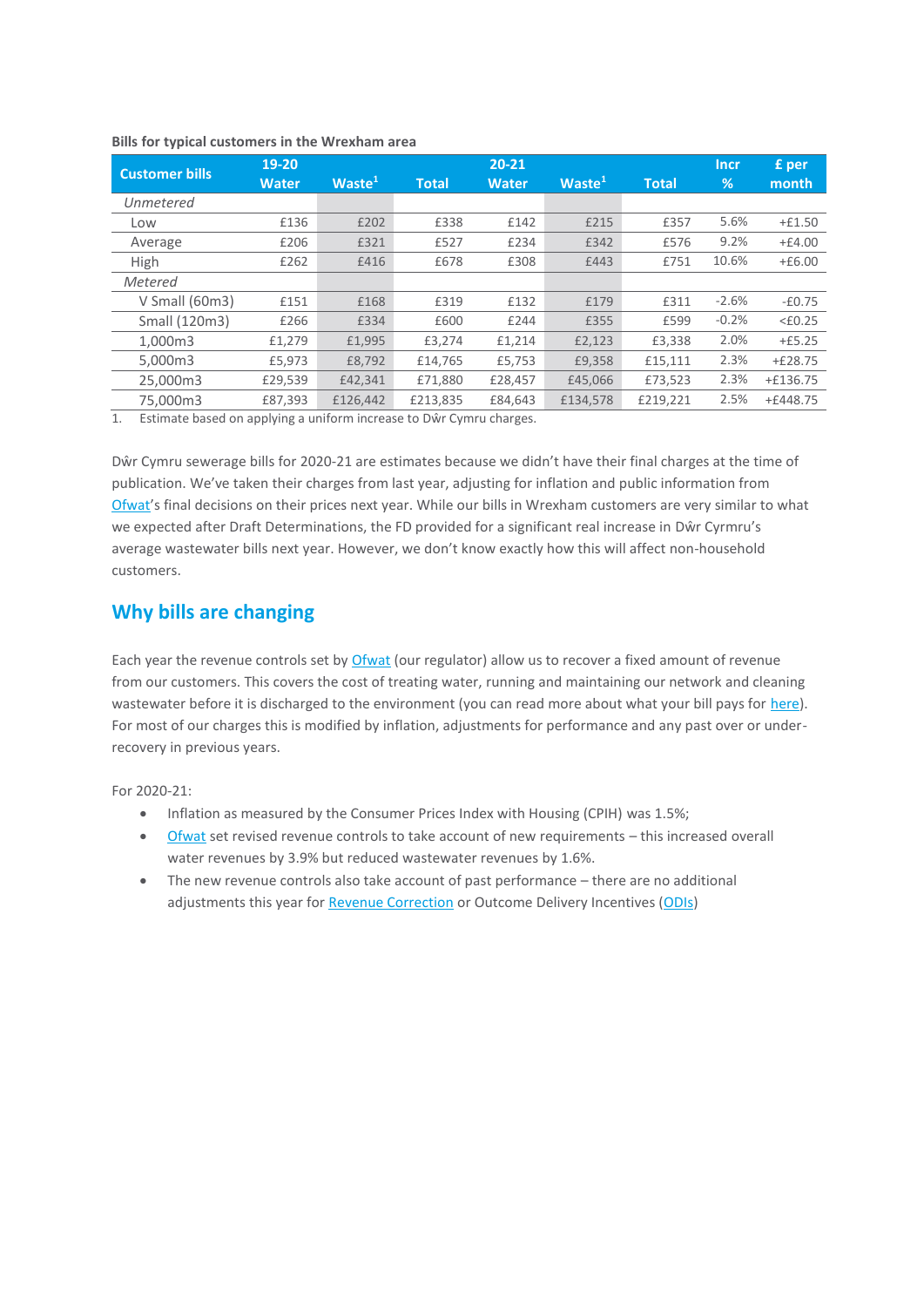**Bills for typical customers in the Wrexham area**

| Customer bills | 19-20 Water | Waste[1] | Total | 20-21 Water | Waste[1] | Total | Incr % | £ per month |
|---|---|---|---|---|---|---|---|---|
| *Unmetered* | | | | | | | | |
| Low | £136 | £202 | £338 | £142 | £215 | £357 | 5.6% | +£1.50 |
| Average | £206 | £321 | £527 | £234 | £342 | £576 | 9.2% | +£4.00 |
| High | £262 | £416 | £678 | £308 | £443 | £751 | 10.6% | +£6.00 |
| *Metered* | | | | | | | | |
| V Small (60m3) | £151 | £168 | £319 | £132 | £179 | £311 | -2.6% | -£0.75 |
| Small (120m3) | £266 | £334 | £600 | £244 | £355 | £599 | -0.2% | <£0.25 |
| 1,000m3 | £1,279 | £1,995 | £3,274 | £1,214 | £2,123 | £3,338 | 2.0% | +£5.25 |
| 5,000m3 | £5,973 | £8,792 | £14,765 | £5,753 | £9,358 | £15,111 | 2.3% | +£28.75 |
| 25,000m3 | £29,539 | £42,341 | £71,880 | £28,457 | £45,066 | £73,523 | 2.3% | +£136.75 |
| 75,000m3 | £87,393 | £126,442 | £213,835 | £84,643 | £134,578 | £219,221 | 2.5% | +£448.75 |

1. Estimate based on applying a uniform increase to Dŵr Cymru charges.

Dŵr Cymru sewerage bills for 2020-21 are estimates because we didn't have their final charges at the time of publication. We've taken their charges from last year, adjusting for inflation and public information from Ofwat's final decisions on their prices next year. While our bills in Wrexham customers are very similar to what we expected after Draft Determinations, the FD provided for a significant real increase in Dŵr Cyrmru's average wastewater bills next year. However, we don't know exactly how this will affect non-household customers.

## Why bills are changing

Each year the revenue controls set by Ofwat (our regulator) allow us to recover a fixed amount of revenue from our customers. This covers the cost of treating water, running and maintaining our network and cleaning wastewater before it is discharged to the environment (you can read more about what your bill pays for here). For most of our charges this is modified by inflation, adjustments for performance and any past over or under-recovery in previous years.

For 2020-21:

- Inflation as measured by the Consumer Prices Index with Housing (CPIH) was 1.5%;
- Ofwat set revised revenue controls to take account of new requirements – this increased overall water revenues by 3.9% but reduced wastewater revenues by 1.6%.
- The new revenue controls also take account of past performance – there are no additional adjustments this year for Revenue Correction or Outcome Delivery Incentives (ODIs)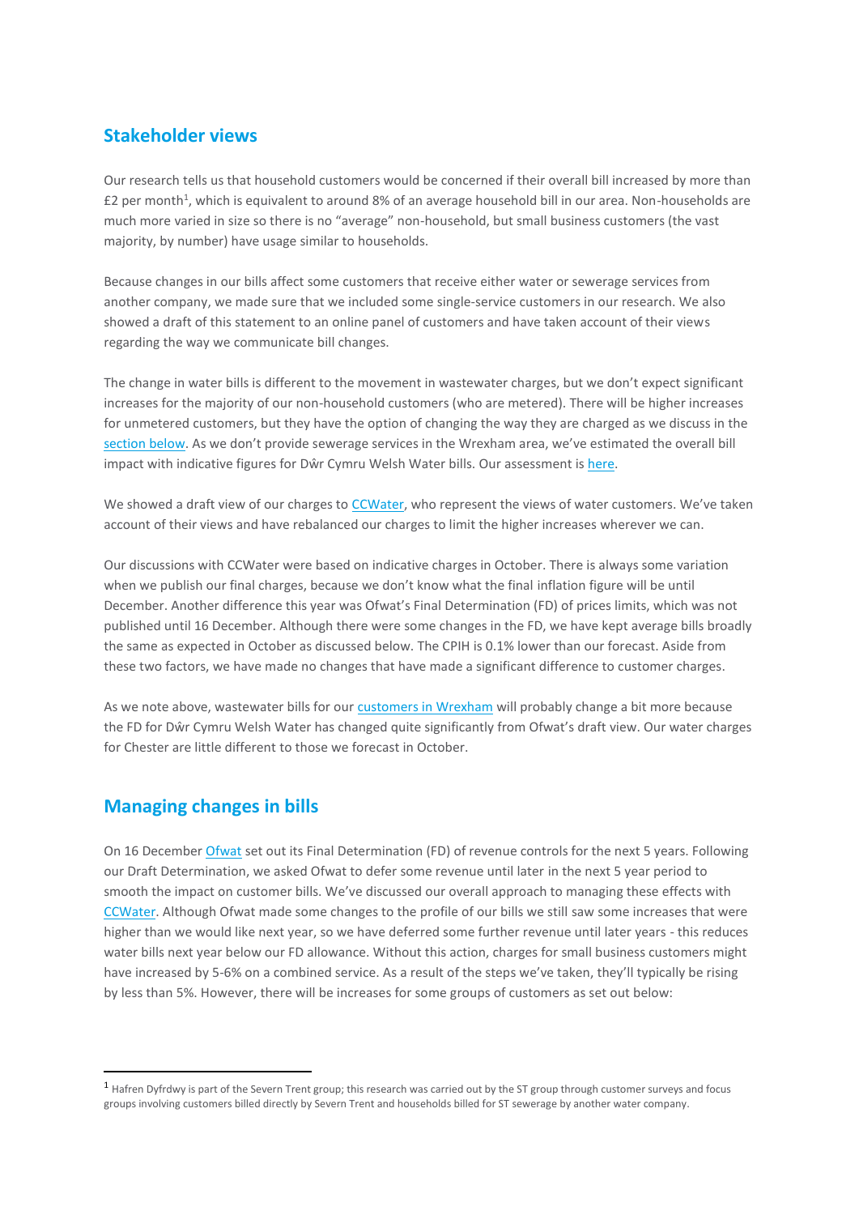## Stakeholder views

Our research tells us that household customers would be concerned if their overall bill increased by more than £2 per month[1], which is equivalent to around 8% of an average household bill in our area. Non-households are much more varied in size so there is no "average" non-household, but small business customers (the vast majority, by number) have usage similar to households.

Because changes in our bills affect some customers that receive either water or sewerage services from another company, we made sure that we included some single-service customers in our research. We also showed a draft of this statement to an online panel of customers and have taken account of their views regarding the way we communicate bill changes.

The change in water bills is different to the movement in wastewater charges, but we don't expect significant increases for the majority of our non-household customers (who are metered). There will be higher increases for unmetered customers, but they have the option of changing the way they are charged as we discuss in the section below. As we don't provide sewerage services in the Wrexham area, we've estimated the overall bill impact with indicative figures for Dŵr Cymru Welsh Water bills. Our assessment is here.

We showed a draft view of our charges to CCWater, who represent the views of water customers. We've taken account of their views and have rebalanced our charges to limit the higher increases wherever we can.

Our discussions with CCWater were based on indicative charges in October. There is always some variation when we publish our final charges, because we don't know what the final inflation figure will be until December. Another difference this year was Ofwat's Final Determination (FD) of prices limits, which was not published until 16 December. Although there were some changes in the FD, we have kept average bills broadly the same as expected in October as discussed below. The CPIH is 0.1% lower than our forecast. Aside from these two factors, we have made no changes that have made a significant difference to customer charges.

As we note above, wastewater bills for our customers in Wrexham will probably change a bit more because the FD for Dŵr Cymru Welsh Water has changed quite significantly from Ofwat's draft view. Our water charges for Chester are little different to those we forecast in October.

## Managing changes in bills

On 16 December Ofwat set out its Final Determination (FD) of revenue controls for the next 5 years. Following our Draft Determination, we asked Ofwat to defer some revenue until later in the next 5 year period to smooth the impact on customer bills. We've discussed our overall approach to managing these effects with CCWater. Although Ofwat made some changes to the profile of our bills we still saw some increases that were higher than we would like next year, so we have deferred some further revenue until later years - this reduces water bills next year below our FD allowance. Without this action, charges for small business customers might have increased by 5-6% on a combined service. As a result of the steps we've taken, they'll typically be rising by less than 5%. However, there will be increases for some groups of customers as set out below:

[1] Hafren Dyfrdwy is part of the Severn Trent group; this research was carried out by the ST group through customer surveys and focus groups involving customers billed directly by Severn Trent and households billed for ST sewerage by another water company.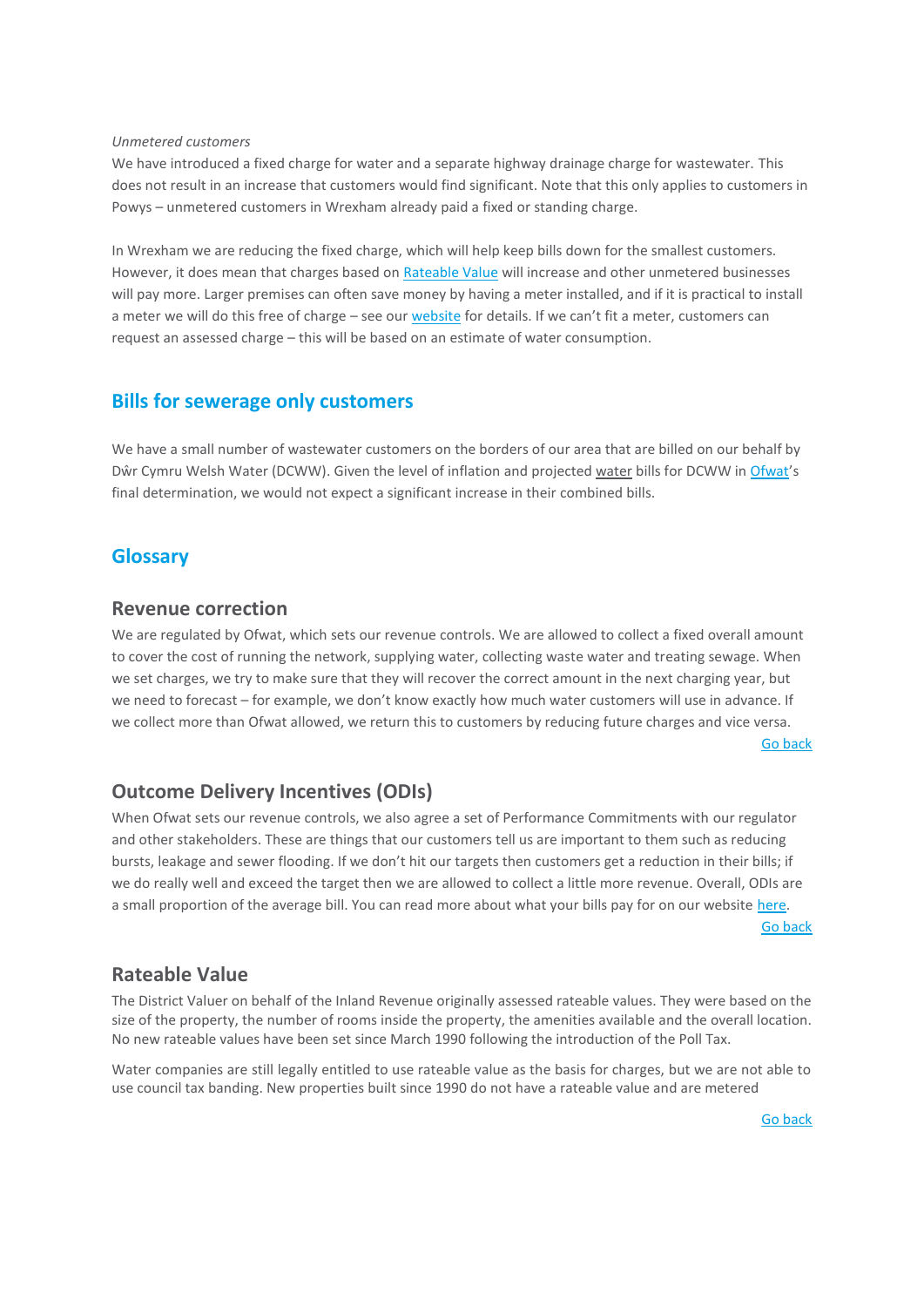*Unmetered customers*

We have introduced a fixed charge for water and a separate highway drainage charge for wastewater. This does not result in an increase that customers would find significant. Note that this only applies to customers in Powys – unmetered customers in Wrexham already paid a fixed or standing charge.

In Wrexham we are reducing the fixed charge, which will help keep bills down for the smallest customers. However, it does mean that charges based on Rateable Value will increase and other unmetered businesses will pay more. Larger premises can often save money by having a meter installed, and if it is practical to install a meter we will do this free of charge – see our website for details. If we can't fit a meter, customers can request an assessed charge – this will be based on an estimate of water consumption.

## Bills for sewerage only customers

We have a small number of wastewater customers on the borders of our area that are billed on our behalf by Dŵr Cymru Welsh Water (DCWW). Given the level of inflation and projected water bills for DCWW in Ofwat's final determination, we would not expect a significant increase in their combined bills.

## Glossary

### Revenue correction

We are regulated by Ofwat, which sets our revenue controls. We are allowed to collect a fixed overall amount to cover the cost of running the network, supplying water, collecting waste water and treating sewage. When we set charges, we try to make sure that they will recover the correct amount in the next charging year, but we need to forecast – for example, we don't know exactly how much water customers will use in advance. If we collect more than Ofwat allowed, we return this to customers by reducing future charges and vice versa.

Go back

### Outcome Delivery Incentives (ODIs)

When Ofwat sets our revenue controls, we also agree a set of Performance Commitments with our regulator and other stakeholders. These are things that our customers tell us are important to them such as reducing bursts, leakage and sewer flooding. If we don't hit our targets then customers get a reduction in their bills; if we do really well and exceed the target then we are allowed to collect a little more revenue. Overall, ODIs are a small proportion of the average bill. You can read more about what your bills pay for on our website here.

Go back

### Rateable Value

The District Valuer on behalf of the Inland Revenue originally assessed rateable values. They were based on the size of the property, the number of rooms inside the property, the amenities available and the overall location. No new rateable values have been set since March 1990 following the introduction of the Poll Tax.

Water companies are still legally entitled to use rateable value as the basis for charges, but we are not able to use council tax banding. New properties built since 1990 do not have a rateable value and are metered

Go back